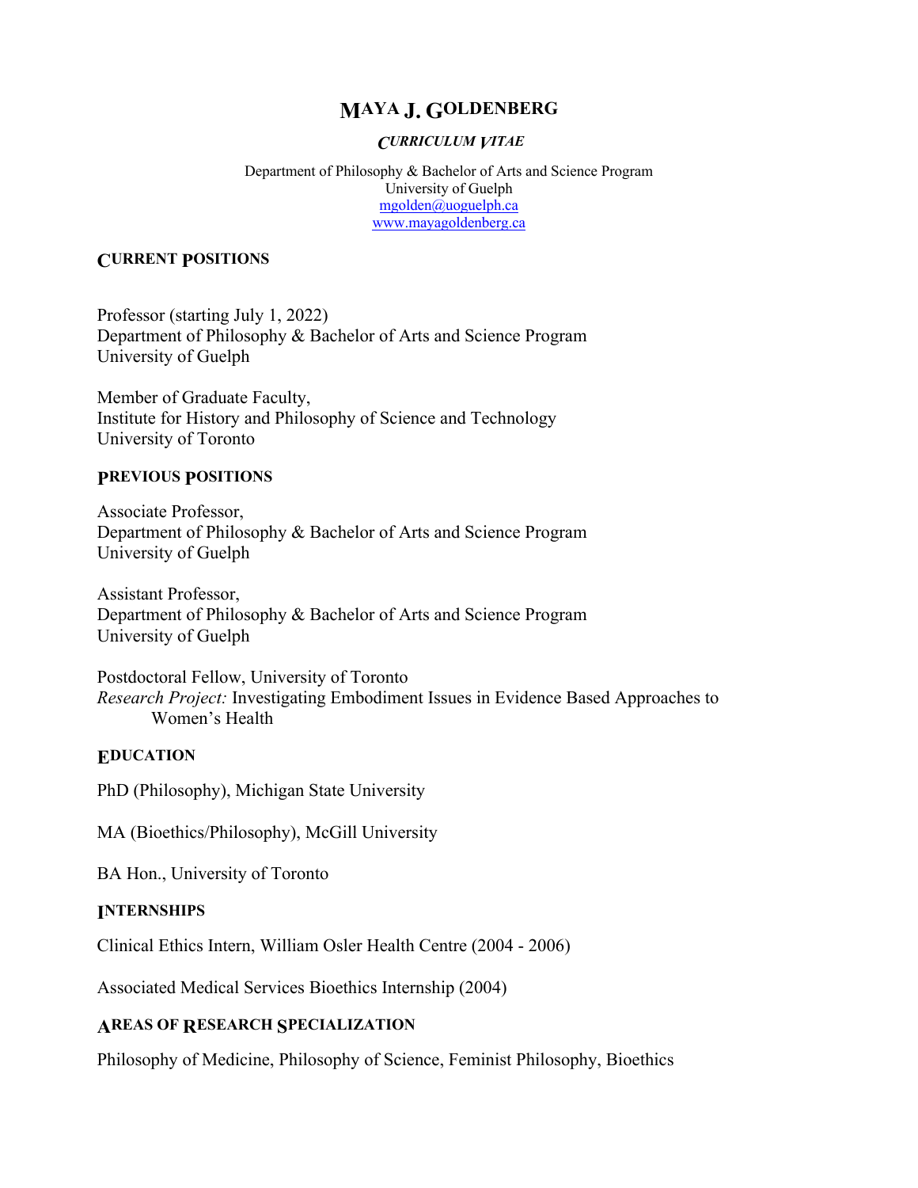# Maya J. Goldenberg

*Curriculum Vitae*

Department of Philosophy & Bachelor of Arts and Science Program
University of Guelph
mgolden@uoguelph.ca
www.mayagoldenberg.ca

## Current Positions

Professor (starting July 1, 2022)
Department of Philosophy & Bachelor of Arts and Science Program
University of Guelph

Member of Graduate Faculty,
Institute for History and Philosophy of Science and Technology
University of Toronto

## Previous Positions

Associate Professor,
Department of Philosophy & Bachelor of Arts and Science Program
University of Guelph

Assistant Professor,
Department of Philosophy & Bachelor of Arts and Science Program
University of Guelph

Postdoctoral Fellow, University of Toronto
*Research Project:* Investigating Embodiment Issues in Evidence Based Approaches to Women's Health

## Education

PhD (Philosophy), Michigan State University

MA (Bioethics/Philosophy), McGill University

BA Hon., University of Toronto

## Internships

Clinical Ethics Intern, William Osler Health Centre (2004 - 2006)

Associated Medical Services Bioethics Internship (2004)

## Areas of Research Specialization

Philosophy of Medicine, Philosophy of Science, Feminist Philosophy, Bioethics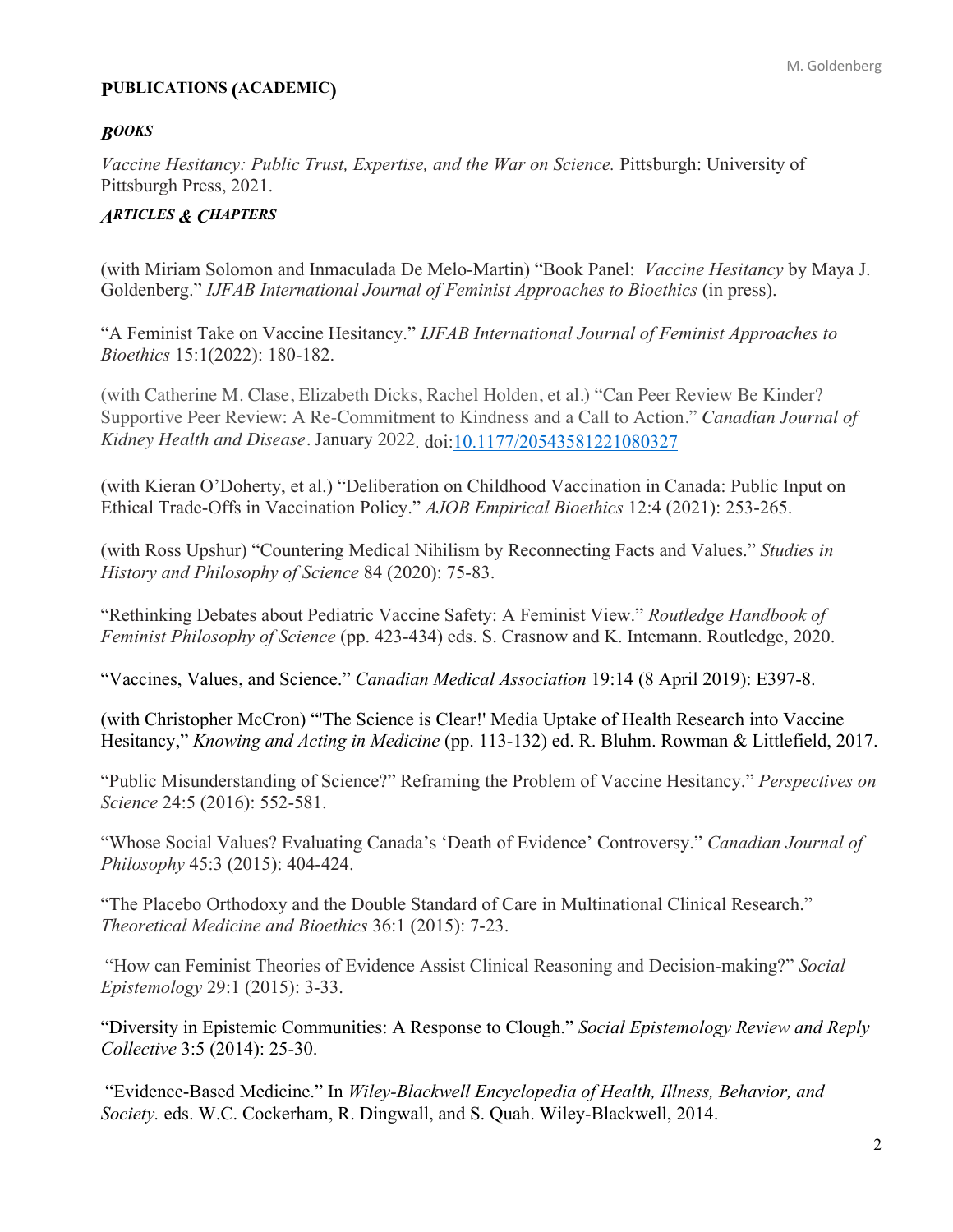## PUBLICATIONS (ACADEMIC)

### *BOOKS*

*Vaccine Hesitancy: Public Trust, Expertise, and the War on Science.* Pittsburgh: University of Pittsburgh Press, 2021.

### *ARTICLES & CHAPTERS*

(with Miriam Solomon and Inmaculada De Melo-Martin) "Book Panel: *Vaccine Hesitancy* by Maya J. Goldenberg." *IJFAB International Journal of Feminist Approaches to Bioethics* (in press).

"A Feminist Take on Vaccine Hesitancy." *IJFAB International Journal of Feminist Approaches to Bioethics* 15:1(2022): 180-182.

(with Catherine M. Clase, Elizabeth Dicks, Rachel Holden, et al.) "Can Peer Review Be Kinder? Supportive Peer Review: A Re-Commitment to Kindness and a Call to Action." *Canadian Journal of Kidney Health and Disease*. January 2022. doi:10.1177/20543581221080327

(with Kieran O'Doherty, et al.) "Deliberation on Childhood Vaccination in Canada: Public Input on Ethical Trade-Offs in Vaccination Policy." *AJOB Empirical Bioethics* 12:4 (2021): 253-265.

(with Ross Upshur) "Countering Medical Nihilism by Reconnecting Facts and Values." *Studies in History and Philosophy of Science* 84 (2020): 75-83.

"Rethinking Debates about Pediatric Vaccine Safety: A Feminist View." *Routledge Handbook of Feminist Philosophy of Science* (pp. 423-434) eds. S. Crasnow and K. Intemann. Routledge, 2020.

"Vaccines, Values, and Science." *Canadian Medical Association* 19:14 (8 April 2019): E397-8.

(with Christopher McCron) "'The Science is Clear!' Media Uptake of Health Research into Vaccine Hesitancy," *Knowing and Acting in Medicine* (pp. 113-132) ed. R. Bluhm. Rowman & Littlefield, 2017.

"Public Misunderstanding of Science?" Reframing the Problem of Vaccine Hesitancy." *Perspectives on Science* 24:5 (2016): 552-581.

"Whose Social Values? Evaluating Canada's 'Death of Evidence' Controversy." *Canadian Journal of Philosophy* 45:3 (2015): 404-424.

"The Placebo Orthodoxy and the Double Standard of Care in Multinational Clinical Research." *Theoretical Medicine and Bioethics* 36:1 (2015): 7-23.

"How can Feminist Theories of Evidence Assist Clinical Reasoning and Decision-making?" *Social Epistemology* 29:1 (2015): 3-33.

"Diversity in Epistemic Communities: A Response to Clough." *Social Epistemology Review and Reply Collective* 3:5 (2014): 25-30.

"Evidence-Based Medicine." In *Wiley-Blackwell Encyclopedia of Health, Illness, Behavior, and Society.* eds. W.C. Cockerham, R. Dingwall, and S. Quah. Wiley-Blackwell, 2014.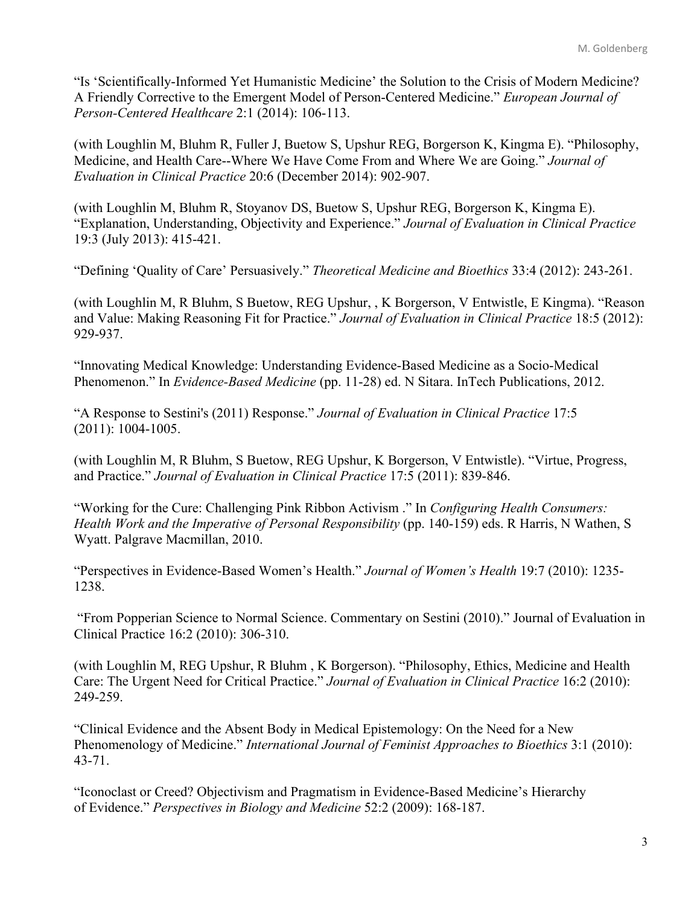"Is 'Scientifically-Informed Yet Humanistic Medicine' the Solution to the Crisis of Modern Medicine? A Friendly Corrective to the Emergent Model of Person-Centered Medicine." *European Journal of Person-Centered Healthcare* 2:1 (2014): 106-113.

(with Loughlin M, Bluhm R, Fuller J, Buetow S, Upshur REG, Borgerson K, Kingma E). "Philosophy, Medicine, and Health Care--Where We Have Come From and Where We are Going." *Journal of Evaluation in Clinical Practice* 20:6 (December 2014): 902-907.

(with Loughlin M, Bluhm R, Stoyanov DS, Buetow S, Upshur REG, Borgerson K, Kingma E). "Explanation, Understanding, Objectivity and Experience." *Journal of Evaluation in Clinical Practice* 19:3 (July 2013): 415-421.

"Defining 'Quality of Care' Persuasively." *Theoretical Medicine and Bioethics* 33:4 (2012): 243-261.

(with Loughlin M, R Bluhm, S Buetow, REG Upshur, , K Borgerson, V Entwistle, E Kingma). "Reason and Value: Making Reasoning Fit for Practice." *Journal of Evaluation in Clinical Practice* 18:5 (2012): 929-937.

"Innovating Medical Knowledge: Understanding Evidence-Based Medicine as a Socio-Medical Phenomenon." In *Evidence-Based Medicine* (pp. 11-28) ed. N Sitara. InTech Publications, 2012.

"A Response to Sestini's (2011) Response." *Journal of Evaluation in Clinical Practice* 17:5 (2011): 1004-1005.

(with Loughlin M, R Bluhm, S Buetow, REG Upshur, K Borgerson, V Entwistle). "Virtue, Progress, and Practice." *Journal of Evaluation in Clinical Practice* 17:5 (2011): 839-846.

"Working for the Cure: Challenging Pink Ribbon Activism ." In *Configuring Health Consumers: Health Work and the Imperative of Personal Responsibility* (pp. 140-159) eds. R Harris, N Wathen, S Wyatt. Palgrave Macmillan, 2010.

"Perspectives in Evidence-Based Women's Health." *Journal of Women's Health* 19:7 (2010): 1235-1238.

"From Popperian Science to Normal Science. Commentary on Sestini (2010)." Journal of Evaluation in Clinical Practice 16:2 (2010): 306-310.

(with Loughlin M, REG Upshur, R Bluhm , K Borgerson). "Philosophy, Ethics, Medicine and Health Care: The Urgent Need for Critical Practice." *Journal of Evaluation in Clinical Practice* 16:2 (2010): 249-259.

"Clinical Evidence and the Absent Body in Medical Epistemology: On the Need for a New Phenomenology of Medicine." *International Journal of Feminist Approaches to Bioethics* 3:1 (2010): 43-71.

"Iconoclast or Creed? Objectivism and Pragmatism in Evidence-Based Medicine's Hierarchy of Evidence." *Perspectives in Biology and Medicine* 52:2 (2009): 168-187.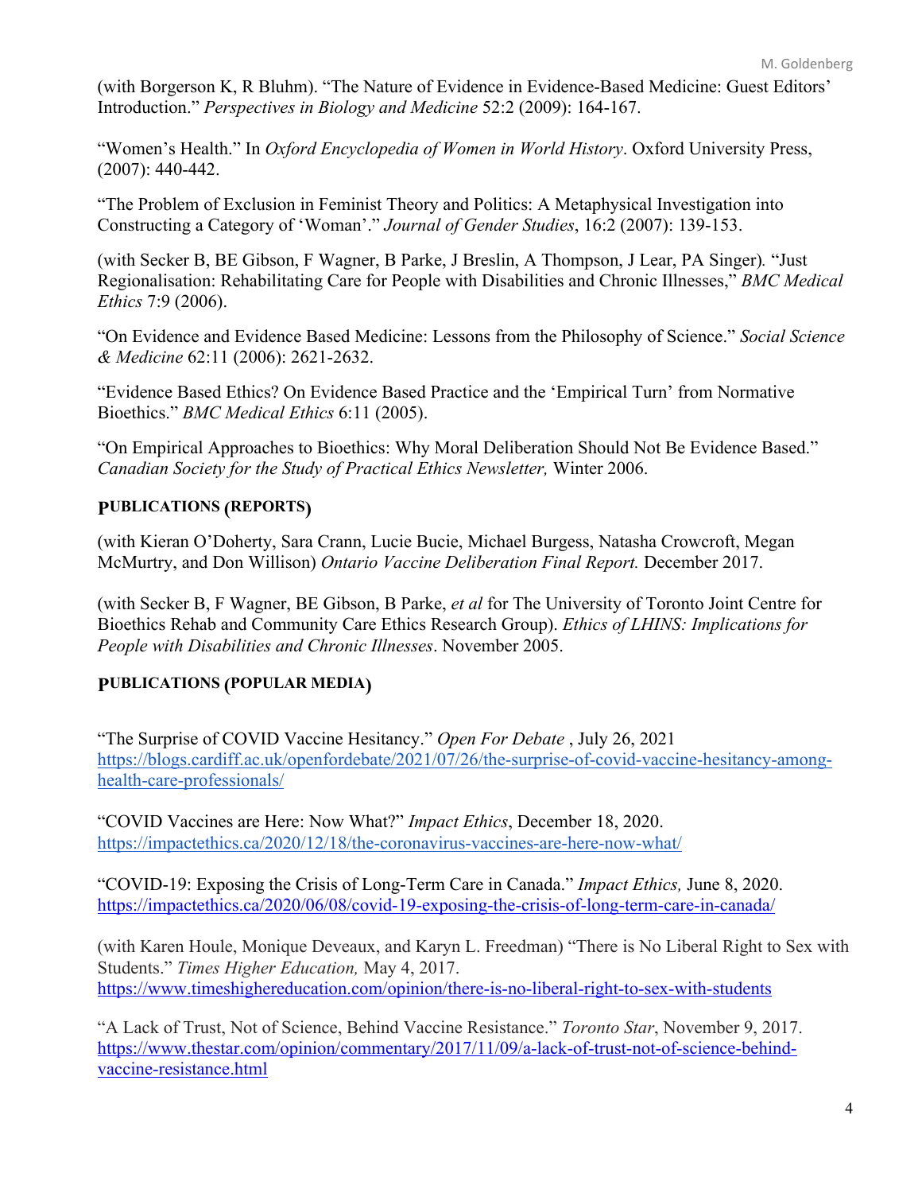(with Borgerson K, R Bluhm). "The Nature of Evidence in Evidence-Based Medicine: Guest Editors' Introduction." *Perspectives in Biology and Medicine* 52:2 (2009): 164-167.

"Women's Health." In *Oxford Encyclopedia of Women in World History*. Oxford University Press, (2007): 440-442.

"The Problem of Exclusion in Feminist Theory and Politics: A Metaphysical Investigation into Constructing a Category of 'Woman'." *Journal of Gender Studies*, 16:2 (2007): 139-153.

(with Secker B, BE Gibson, F Wagner, B Parke, J Breslin, A Thompson, J Lear, PA Singer). "Just Regionalisation: Rehabilitating Care for People with Disabilities and Chronic Illnesses," *BMC Medical Ethics* 7:9 (2006).

"On Evidence and Evidence Based Medicine: Lessons from the Philosophy of Science." *Social Science & Medicine* 62:11 (2006): 2621-2632.

"Evidence Based Ethics? On Evidence Based Practice and the 'Empirical Turn' from Normative Bioethics." *BMC Medical Ethics* 6:11 (2005).

"On Empirical Approaches to Bioethics: Why Moral Deliberation Should Not Be Evidence Based." *Canadian Society for the Study of Practical Ethics Newsletter,* Winter 2006.

## PUBLICATIONS (REPORTS)

(with Kieran O'Doherty, Sara Crann, Lucie Bucie, Michael Burgess, Natasha Crowcroft, Megan McMurtry, and Don Willison) *Ontario Vaccine Deliberation Final Report.* December 2017.

(with Secker B, F Wagner, BE Gibson, B Parke, *et al* for The University of Toronto Joint Centre for Bioethics Rehab and Community Care Ethics Research Group). *Ethics of LHINS: Implications for People with Disabilities and Chronic Illnesses*. November 2005.

## PUBLICATIONS (POPULAR MEDIA)

"The Surprise of COVID Vaccine Hesitancy." *Open For Debate* , July 26, 2021
https://blogs.cardiff.ac.uk/openfordebate/2021/07/26/the-surprise-of-covid-vaccine-hesitancy-among-health-care-professionals/

"COVID Vaccines are Here: Now What?" *Impact Ethics*, December 18, 2020.
https://impactethics.ca/2020/12/18/the-coronavirus-vaccines-are-here-now-what/

"COVID-19: Exposing the Crisis of Long-Term Care in Canada." *Impact Ethics,* June 8, 2020.
https://impactethics.ca/2020/06/08/covid-19-exposing-the-crisis-of-long-term-care-in-canada/

(with Karen Houle, Monique Deveaux, and Karyn L. Freedman) "There is No Liberal Right to Sex with Students." *Times Higher Education,* May 4, 2017.
https://www.timeshighereducation.com/opinion/there-is-no-liberal-right-to-sex-with-students

"A Lack of Trust, Not of Science, Behind Vaccine Resistance." *Toronto Star*, November 9, 2017.
https://www.thestar.com/opinion/commentary/2017/11/09/a-lack-of-trust-not-of-science-behind-vaccine-resistance.html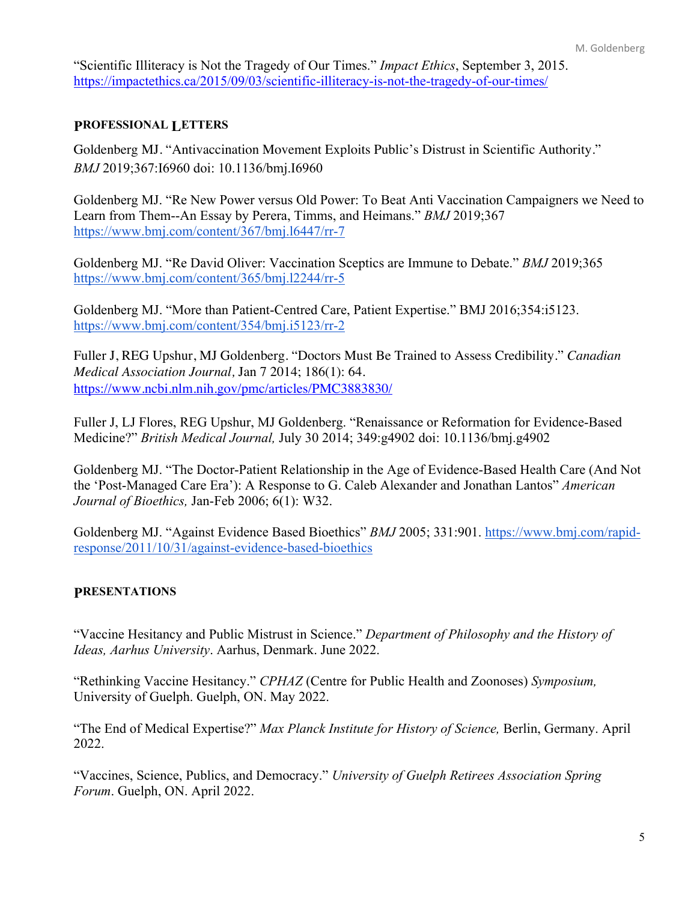"Scientific Illiteracy is Not the Tragedy of Our Times." *Impact Ethics*, September 3, 2015. https://impactethics.ca/2015/09/03/scientific-illiteracy-is-not-the-tragedy-of-our-times/

## PROFESSIONAL LETTERS

Goldenberg MJ. "Antivaccination Movement Exploits Public's Distrust in Scientific Authority." *BMJ* 2019;367:I6960 doi: 10.1136/bmj.I6960

Goldenberg MJ. "Re New Power versus Old Power: To Beat Anti Vaccination Campaigners we Need to Learn from Them--An Essay by Perera, Timms, and Heimans." *BMJ* 2019;367 https://www.bmj.com/content/367/bmj.l6447/rr-7

Goldenberg MJ. "Re David Oliver: Vaccination Sceptics are Immune to Debate." *BMJ* 2019;365 https://www.bmj.com/content/365/bmj.l2244/rr-5

Goldenberg MJ. "More than Patient-Centred Care, Patient Expertise." BMJ 2016;354:i5123. https://www.bmj.com/content/354/bmj.i5123/rr-2

Fuller J, REG Upshur, MJ Goldenberg. "Doctors Must Be Trained to Assess Credibility." *Canadian Medical Association Journal*, Jan 7 2014; 186(1): 64. https://www.ncbi.nlm.nih.gov/pmc/articles/PMC3883830/

Fuller J, LJ Flores, REG Upshur, MJ Goldenberg. "Renaissance or Reformation for Evidence-Based Medicine?" *British Medical Journal,* July 30 2014; 349:g4902 doi: 10.1136/bmj.g4902

Goldenberg MJ. "The Doctor-Patient Relationship in the Age of Evidence-Based Health Care (And Not the 'Post-Managed Care Era'): A Response to G. Caleb Alexander and Jonathan Lantos" *American Journal of Bioethics,* Jan-Feb 2006; 6(1): W32.

Goldenberg MJ. "Against Evidence Based Bioethics" *BMJ* 2005; 331:901. https://www.bmj.com/rapid-response/2011/10/31/against-evidence-based-bioethics

## PRESENTATIONS

"Vaccine Hesitancy and Public Mistrust in Science." *Department of Philosophy and the History of Ideas, Aarhus University*. Aarhus, Denmark. June 2022.

"Rethinking Vaccine Hesitancy." *CPHAZ* (Centre for Public Health and Zoonoses) *Symposium,* University of Guelph. Guelph, ON. May 2022.

"The End of Medical Expertise?" *Max Planck Institute for History of Science,* Berlin, Germany. April 2022.

"Vaccines, Science, Publics, and Democracy." *University of Guelph Retirees Association Spring Forum*. Guelph, ON. April 2022.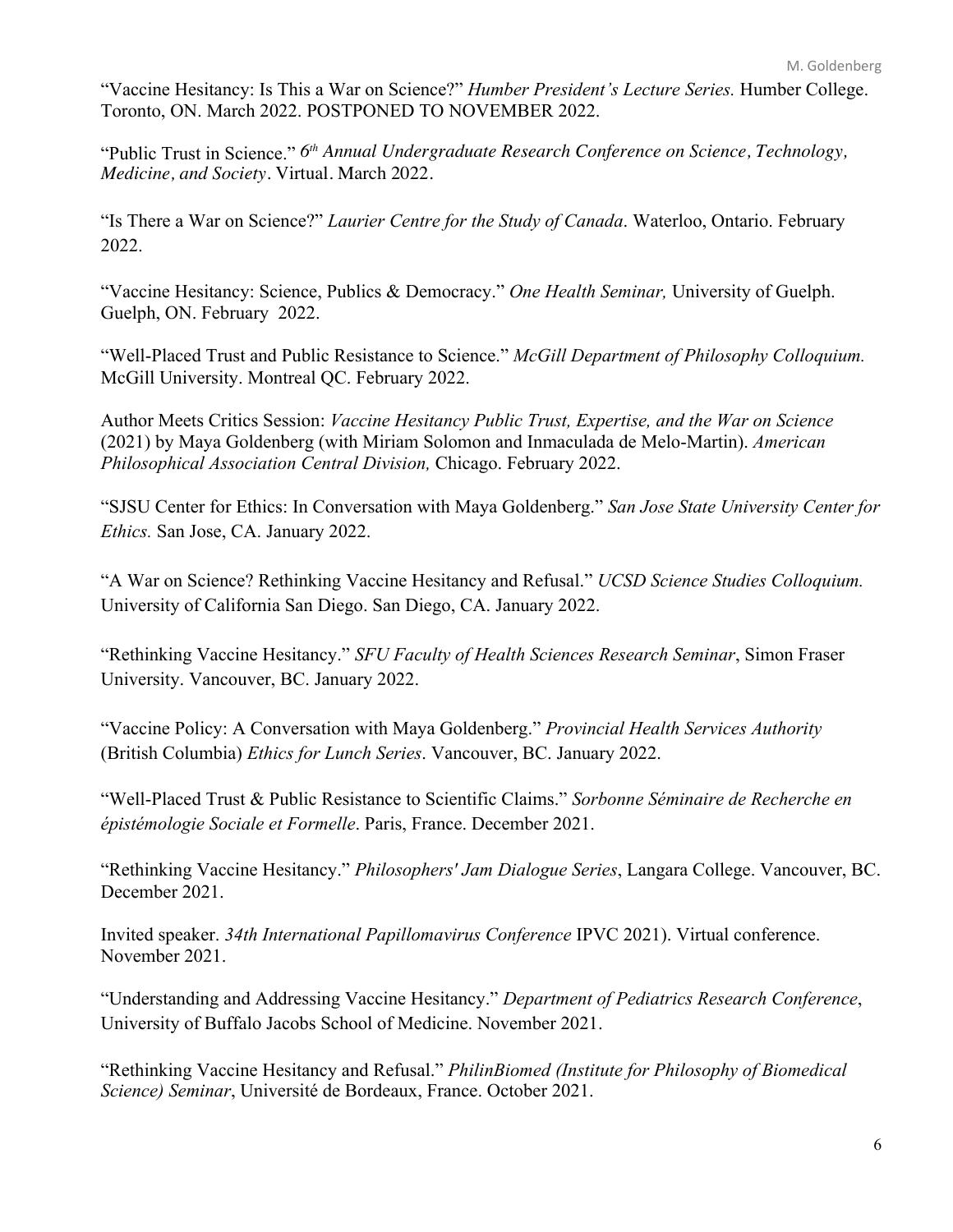"Vaccine Hesitancy: Is This a War on Science?" *Humber President's Lecture Series.* Humber College. Toronto, ON. March 2022. POSTPONED TO NOVEMBER 2022.

"Public Trust in Science." *6th Annual Undergraduate Research Conference on Science, Technology, Medicine, and Society*. Virtual. March 2022.

"Is There a War on Science?" *Laurier Centre for the Study of Canada*. Waterloo, Ontario. February 2022.

"Vaccine Hesitancy: Science, Publics & Democracy." *One Health Seminar,* University of Guelph. Guelph, ON. February 2022.

"Well-Placed Trust and Public Resistance to Science." *McGill Department of Philosophy Colloquium.* McGill University. Montreal QC. February 2022.

Author Meets Critics Session: *Vaccine Hesitancy Public Trust, Expertise, and the War on Science* (2021) by Maya Goldenberg (with Miriam Solomon and Inmaculada de Melo-Martin). *American Philosophical Association Central Division,* Chicago. February 2022.

"SJSU Center for Ethics: In Conversation with Maya Goldenberg." *San Jose State University Center for Ethics.* San Jose, CA. January 2022.

"A War on Science? Rethinking Vaccine Hesitancy and Refusal." *UCSD Science Studies Colloquium.* University of California San Diego. San Diego, CA. January 2022.

"Rethinking Vaccine Hesitancy." *SFU Faculty of Health Sciences Research Seminar*, Simon Fraser University. Vancouver, BC. January 2022.

"Vaccine Policy: A Conversation with Maya Goldenberg." *Provincial Health Services Authority* (British Columbia) *Ethics for Lunch Series*. Vancouver, BC. January 2022.

"Well-Placed Trust & Public Resistance to Scientific Claims." *Sorbonne Séminaire de Recherche en épistémologie Sociale et Formelle*. Paris, France. December 2021.

"Rethinking Vaccine Hesitancy." *Philosophers' Jam Dialogue Series*, Langara College. Vancouver, BC. December 2021.

Invited speaker. *34th International Papillomavirus Conference* IPVC 2021). Virtual conference. November 2021.

"Understanding and Addressing Vaccine Hesitancy." *Department of Pediatrics Research Conference*, University of Buffalo Jacobs School of Medicine. November 2021.

"Rethinking Vaccine Hesitancy and Refusal." *PhilinBiomed (Institute for Philosophy of Biomedical Science) Seminar*, Université de Bordeaux, France. October 2021.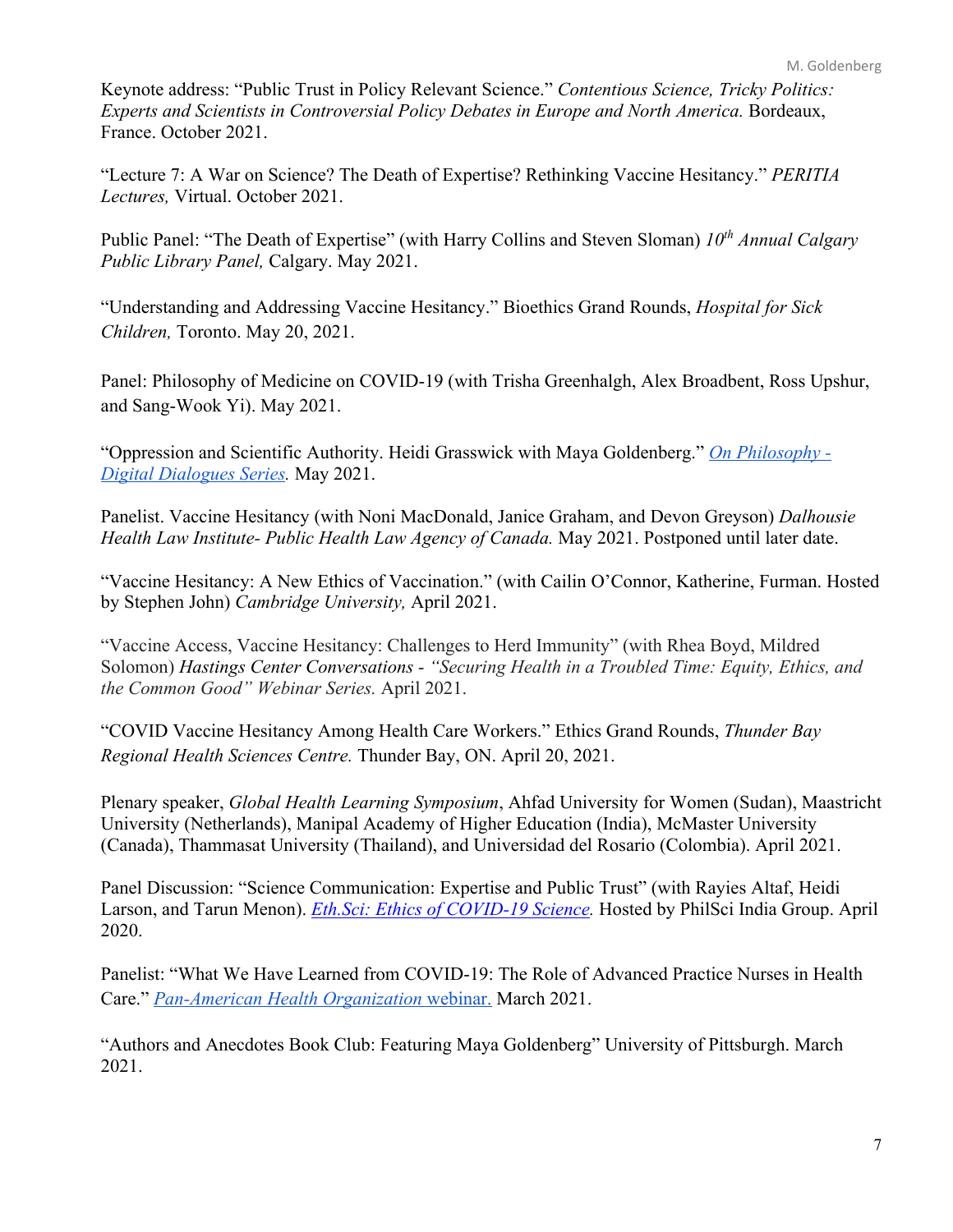Keynote address: "Public Trust in Policy Relevant Science." *Contentious Science, Tricky Politics: Experts and Scientists in Controversial Policy Debates in Europe and North America.* Bordeaux, France. October 2021.

"Lecture 7: A War on Science? The Death of Expertise? Rethinking Vaccine Hesitancy." *PERITIA Lectures,* Virtual. October 2021.

Public Panel: "The Death of Expertise" (with Harry Collins and Steven Sloman) *10th Annual Calgary Public Library Panel,* Calgary. May 2021.

"Understanding and Addressing Vaccine Hesitancy." Bioethics Grand Rounds, *Hospital for Sick Children,* Toronto. May 20, 2021.

Panel: Philosophy of Medicine on COVID-19 (with Trisha Greenhalgh, Alex Broadbent, Ross Upshur, and Sang-Wook Yi). May 2021.

"Oppression and Scientific Authority. Heidi Grasswick with Maya Goldenberg." *On Philosophy - Digital Dialogues Series.* May 2021.

Panelist. Vaccine Hesitancy (with Noni MacDonald, Janice Graham, and Devon Greyson) *Dalhousie Health Law Institute- Public Health Law Agency of Canada.* May 2021. Postponed until later date.

"Vaccine Hesitancy: A New Ethics of Vaccination." (with Cailin O'Connor, Katherine, Furman. Hosted by Stephen John) *Cambridge University,* April 2021.

"Vaccine Access, Vaccine Hesitancy: Challenges to Herd Immunity" (with Rhea Boyd, Mildred Solomon) *Hastings Center Conversations - "Securing Health in a Troubled Time: Equity, Ethics, and the Common Good" Webinar Series.* April 2021.

"COVID Vaccine Hesitancy Among Health Care Workers." Ethics Grand Rounds, *Thunder Bay Regional Health Sciences Centre.* Thunder Bay, ON. April 20, 2021.

Plenary speaker, *Global Health Learning Symposium*, Ahfad University for Women (Sudan), Maastricht University (Netherlands), Manipal Academy of Higher Education (India), McMaster University (Canada), Thammasat University (Thailand), and Universidad del Rosario (Colombia). April 2021.

Panel Discussion: "Science Communication: Expertise and Public Trust" (with Rayies Altaf, Heidi Larson, and Tarun Menon). *Eth.Sci: Ethics of COVID-19 Science.* Hosted by PhilSci India Group. April 2020.

Panelist: "What We Have Learned from COVID-19: The Role of Advanced Practice Nurses in Health Care." *Pan-American Health Organization* webinar. March 2021.

"Authors and Anecdotes Book Club: Featuring Maya Goldenberg" University of Pittsburgh. March 2021.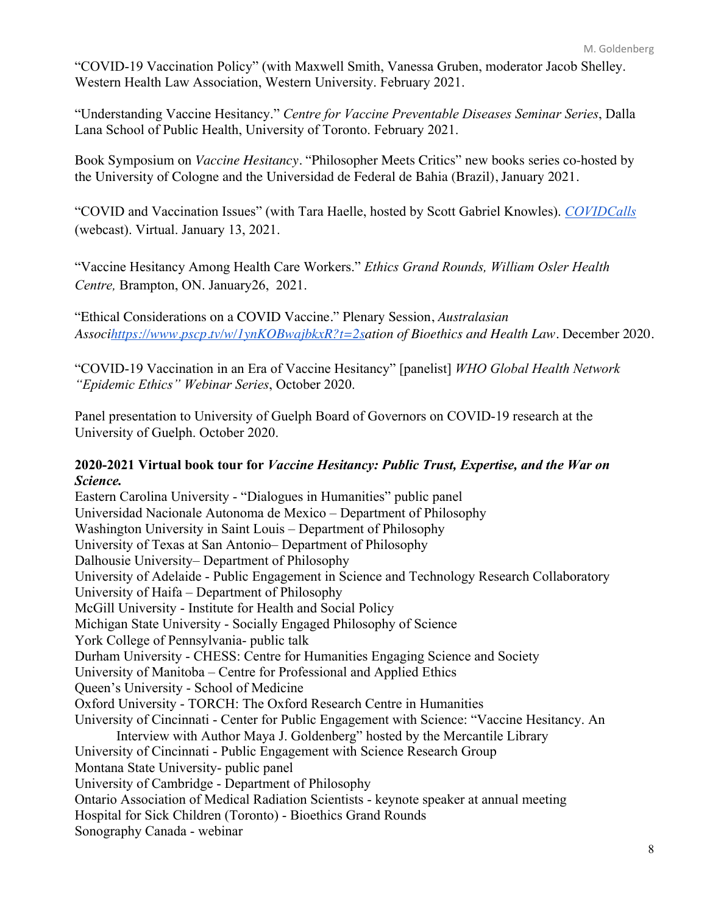"COVID-19 Vaccination Policy" (with Maxwell Smith, Vanessa Gruben, moderator Jacob Shelley. Western Health Law Association, Western University. February 2021.

"Understanding Vaccine Hesitancy." *Centre for Vaccine Preventable Diseases Seminar Series*, Dalla Lana School of Public Health, University of Toronto. February 2021.

Book Symposium on *Vaccine Hesitancy*. "Philosopher Meets Critics" new books series co-hosted by the University of Cologne and the Universidad de Federal de Bahia (Brazil), January 2021.

"COVID and Vaccination Issues" (with Tara Haelle, hosted by Scott Gabriel Knowles). *COVIDCalls* (webcast). Virtual. January 13, 2021.

"Vaccine Hesitancy Among Health Care Workers." *Ethics Grand Rounds, William Osler Health Centre,* Brampton, ON. January26, 2021.

"Ethical Considerations on a COVID Vaccine." Plenary Session, *Australasian Associhttps://www.pscp.tv/w/1ynKOBwajbkxR?t=2sation of Bioethics and Health Law*. December 2020.

"COVID-19 Vaccination in an Era of Vaccine Hesitancy" [panelist] *WHO Global Health Network "Epidemic Ethics" Webinar Series*, October 2020.

Panel presentation to University of Guelph Board of Governors on COVID-19 research at the University of Guelph. October 2020.

**2020-2021 Virtual book tour for *Vaccine Hesitancy: Public Trust, Expertise, and the War on Science.***

Eastern Carolina University - "Dialogues in Humanities" public panel
Universidad Nacionale Autonoma de Mexico – Department of Philosophy
Washington University in Saint Louis – Department of Philosophy
University of Texas at San Antonio– Department of Philosophy
Dalhousie University– Department of Philosophy
University of Adelaide - Public Engagement in Science and Technology Research Collaboratory
University of Haifa – Department of Philosophy
McGill University - Institute for Health and Social Policy
Michigan State University - Socially Engaged Philosophy of Science
York College of Pennsylvania- public talk
Durham University - CHESS: Centre for Humanities Engaging Science and Society
University of Manitoba – Centre for Professional and Applied Ethics
Queen's University - School of Medicine
Oxford University - TORCH: The Oxford Research Centre in Humanities
University of Cincinnati - Center for Public Engagement with Science: "Vaccine Hesitancy. An Interview with Author Maya J. Goldenberg" hosted by the Mercantile Library
University of Cincinnati - Public Engagement with Science Research Group
Montana State University- public panel
University of Cambridge - Department of Philosophy
Ontario Association of Medical Radiation Scientists - keynote speaker at annual meeting
Hospital for Sick Children (Toronto) - Bioethics Grand Rounds
Sonography Canada - webinar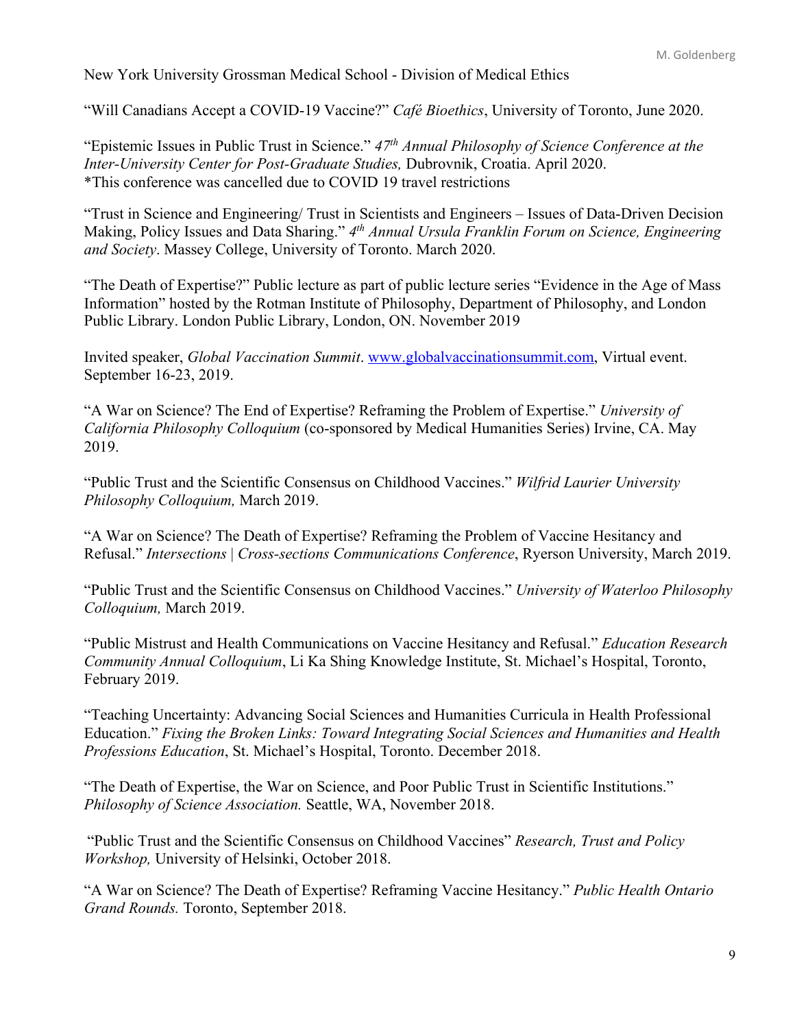New York University Grossman Medical School - Division of Medical Ethics

"Will Canadians Accept a COVID-19 Vaccine?" *Café Bioethics*, University of Toronto, June 2020.

"Epistemic Issues in Public Trust in Science." *47th Annual Philosophy of Science Conference at the Inter-University Center for Post-Graduate Studies,* Dubrovnik, Croatia. April 2020.
*This conference was cancelled due to COVID 19 travel restrictions

"Trust in Science and Engineering/ Trust in Scientists and Engineers – Issues of Data-Driven Decision Making, Policy Issues and Data Sharing." *4th Annual Ursula Franklin Forum on Science, Engineering and Society*. Massey College, University of Toronto. March 2020.

"The Death of Expertise?" Public lecture as part of public lecture series "Evidence in the Age of Mass Information" hosted by the Rotman Institute of Philosophy, Department of Philosophy, and London Public Library. London Public Library, London, ON. November 2019

Invited speaker, *Global Vaccination Summit*. www.globalvaccinationsummit.com, Virtual event. September 16-23, 2019.

"A War on Science? The End of Expertise? Reframing the Problem of Expertise." *University of California Philosophy Colloquium* (co-sponsored by Medical Humanities Series) Irvine, CA. May 2019.

"Public Trust and the Scientific Consensus on Childhood Vaccines." *Wilfrid Laurier University Philosophy Colloquium,* March 2019.

"A War on Science? The Death of Expertise? Reframing the Problem of Vaccine Hesitancy and Refusal." *Intersections | Cross-sections Communications Conference*, Ryerson University, March 2019.

"Public Trust and the Scientific Consensus on Childhood Vaccines." *University of Waterloo Philosophy Colloquium,* March 2019.

"Public Mistrust and Health Communications on Vaccine Hesitancy and Refusal." *Education Research Community Annual Colloquium*, Li Ka Shing Knowledge Institute, St. Michael's Hospital, Toronto, February 2019.

"Teaching Uncertainty: Advancing Social Sciences and Humanities Curricula in Health Professional Education." *Fixing the Broken Links: Toward Integrating Social Sciences and Humanities and Health Professions Education*, St. Michael's Hospital, Toronto. December 2018.

"The Death of Expertise, the War on Science, and Poor Public Trust in Scientific Institutions." *Philosophy of Science Association.* Seattle, WA, November 2018.

"Public Trust and the Scientific Consensus on Childhood Vaccines" *Research, Trust and Policy Workshop,* University of Helsinki, October 2018.

"A War on Science? The Death of Expertise? Reframing Vaccine Hesitancy." *Public Health Ontario Grand Rounds.* Toronto, September 2018.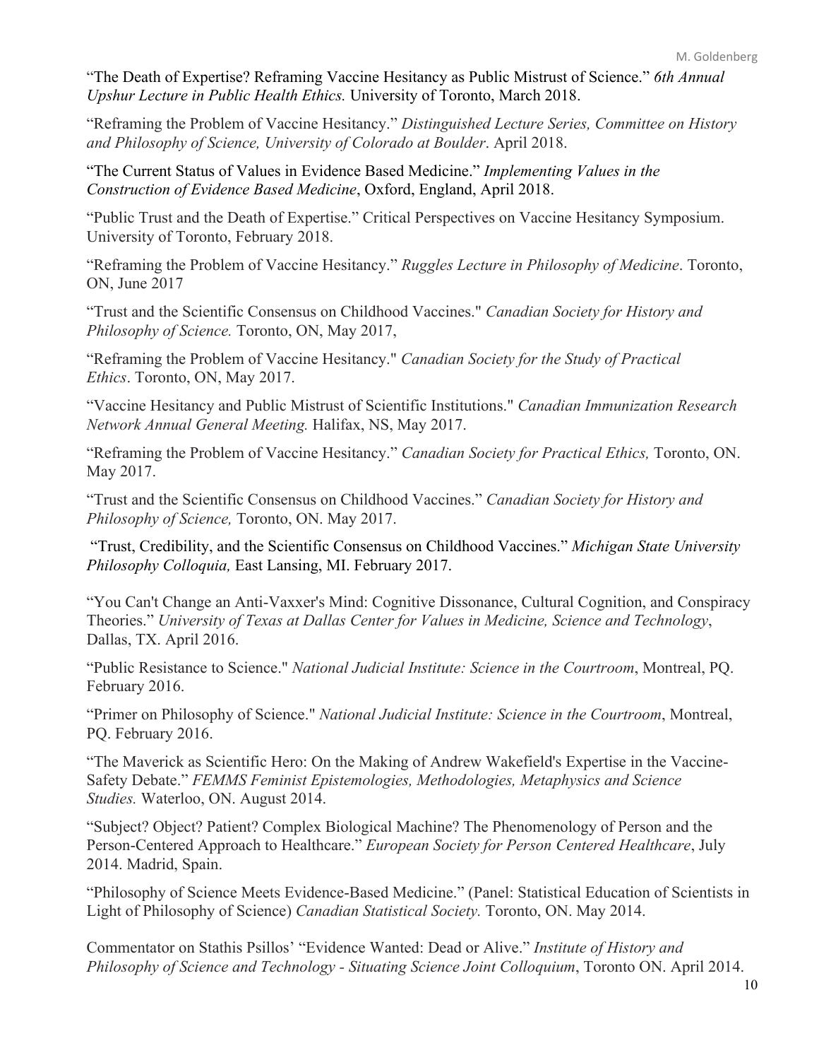"The Death of Expertise? Reframing Vaccine Hesitancy as Public Mistrust of Science." *6th Annual Upshur Lecture in Public Health Ethics.* University of Toronto, March 2018.

"Reframing the Problem of Vaccine Hesitancy." *Distinguished Lecture Series, Committee on History and Philosophy of Science, University of Colorado at Boulder*. April 2018.

"The Current Status of Values in Evidence Based Medicine." *Implementing Values in the Construction of Evidence Based Medicine*, Oxford, England, April 2018.

"Public Trust and the Death of Expertise." Critical Perspectives on Vaccine Hesitancy Symposium. University of Toronto, February 2018.

"Reframing the Problem of Vaccine Hesitancy." *Ruggles Lecture in Philosophy of Medicine*. Toronto, ON, June 2017

"Trust and the Scientific Consensus on Childhood Vaccines." *Canadian Society for History and Philosophy of Science.* Toronto, ON, May 2017,

"Reframing the Problem of Vaccine Hesitancy." *Canadian Society for the Study of Practical Ethics*. Toronto, ON, May 2017.

"Vaccine Hesitancy and Public Mistrust of Scientific Institutions." *Canadian Immunization Research Network Annual General Meeting.* Halifax, NS, May 2017.

"Reframing the Problem of Vaccine Hesitancy." *Canadian Society for Practical Ethics,* Toronto, ON. May 2017.

"Trust and the Scientific Consensus on Childhood Vaccines." *Canadian Society for History and Philosophy of Science,* Toronto, ON. May 2017.

"Trust, Credibility, and the Scientific Consensus on Childhood Vaccines." *Michigan State University Philosophy Colloquia,* East Lansing, MI. February 2017.

"You Can't Change an Anti-Vaxxer's Mind: Cognitive Dissonance, Cultural Cognition, and Conspiracy Theories." *University of Texas at Dallas Center for Values in Medicine, Science and Technology*, Dallas, TX. April 2016.

"Public Resistance to Science." *National Judicial Institute: Science in the Courtroom*, Montreal, PQ. February 2016.

"Primer on Philosophy of Science." *National Judicial Institute: Science in the Courtroom*, Montreal, PQ. February 2016.

"The Maverick as Scientific Hero: On the Making of Andrew Wakefield's Expertise in the Vaccine-Safety Debate." *FEMMS Feminist Epistemologies, Methodologies, Metaphysics and Science Studies.* Waterloo, ON. August 2014.

"Subject? Object? Patient? Complex Biological Machine? The Phenomenology of Person and the Person-Centered Approach to Healthcare." *European Society for Person Centered Healthcare*, July 2014. Madrid, Spain.

"Philosophy of Science Meets Evidence-Based Medicine." (Panel: Statistical Education of Scientists in Light of Philosophy of Science) *Canadian Statistical Society.* Toronto, ON. May 2014.

Commentator on Stathis Psillos' "Evidence Wanted: Dead or Alive." *Institute of History and Philosophy of Science and Technology - Situating Science Joint Colloquium*, Toronto ON. April 2014.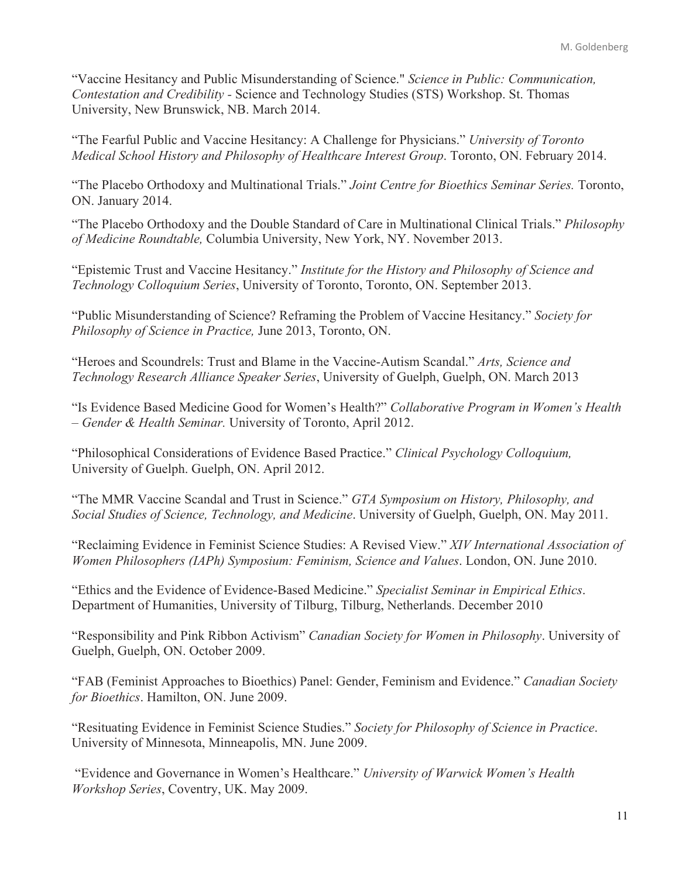"Vaccine Hesitancy and Public Misunderstanding of Science." *Science in Public: Communication, Contestation and Credibility* - Science and Technology Studies (STS) Workshop. St. Thomas University, New Brunswick, NB. March 2014.

"The Fearful Public and Vaccine Hesitancy: A Challenge for Physicians." *University of Toronto Medical School History and Philosophy of Healthcare Interest Group*. Toronto, ON. February 2014.

"The Placebo Orthodoxy and Multinational Trials." *Joint Centre for Bioethics Seminar Series.* Toronto, ON. January 2014.

"The Placebo Orthodoxy and the Double Standard of Care in Multinational Clinical Trials." *Philosophy of Medicine Roundtable,* Columbia University, New York, NY. November 2013.

"Epistemic Trust and Vaccine Hesitancy." *Institute for the History and Philosophy of Science and Technology Colloquium Series*, University of Toronto, Toronto, ON. September 2013.

"Public Misunderstanding of Science? Reframing the Problem of Vaccine Hesitancy." *Society for Philosophy of Science in Practice,* June 2013, Toronto, ON.

"Heroes and Scoundrels: Trust and Blame in the Vaccine-Autism Scandal." *Arts, Science and Technology Research Alliance Speaker Series*, University of Guelph, Guelph, ON. March 2013

"Is Evidence Based Medicine Good for Women's Health?" *Collaborative Program in Women's Health – Gender & Health Seminar.* University of Toronto, April 2012.

"Philosophical Considerations of Evidence Based Practice." *Clinical Psychology Colloquium,* University of Guelph. Guelph, ON. April 2012.

"The MMR Vaccine Scandal and Trust in Science." *GTA Symposium on History, Philosophy, and Social Studies of Science, Technology, and Medicine*. University of Guelph, Guelph, ON. May 2011.

"Reclaiming Evidence in Feminist Science Studies: A Revised View." *XIV International Association of Women Philosophers (IAPh) Symposium: Feminism, Science and Values*. London, ON. June 2010.

"Ethics and the Evidence of Evidence-Based Medicine." *Specialist Seminar in Empirical Ethics*. Department of Humanities, University of Tilburg, Tilburg, Netherlands. December 2010

"Responsibility and Pink Ribbon Activism" *Canadian Society for Women in Philosophy*. University of Guelph, Guelph, ON. October 2009.

"FAB (Feminist Approaches to Bioethics) Panel: Gender, Feminism and Evidence." *Canadian Society for Bioethics*. Hamilton, ON. June 2009.

"Resituating Evidence in Feminist Science Studies." *Society for Philosophy of Science in Practice*. University of Minnesota, Minneapolis, MN. June 2009.

"Evidence and Governance in Women's Healthcare." *University of Warwick Women's Health Workshop Series*, Coventry, UK. May 2009.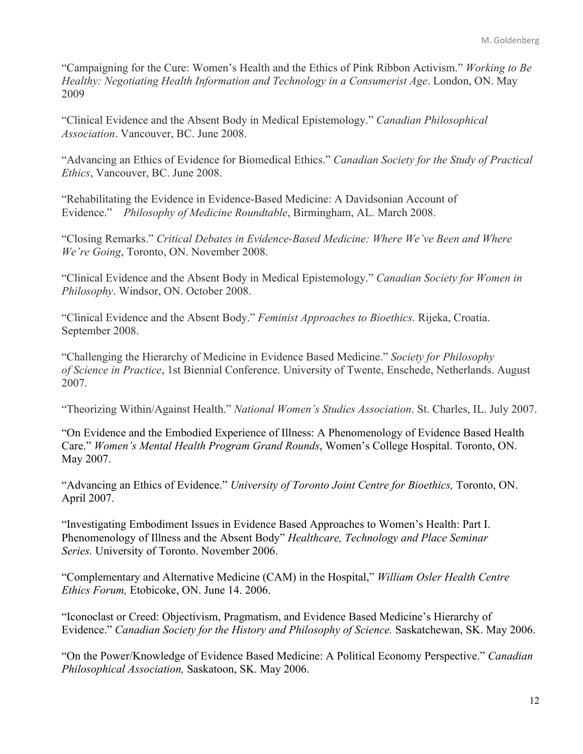"Campaigning for the Cure: Women's Health and the Ethics of Pink Ribbon Activism." *Working to Be Healthy: Negotiating Health Information and Technology in a Consumerist Age*. London, ON. May 2009

"Clinical Evidence and the Absent Body in Medical Epistemology." *Canadian Philosophical Association*. Vancouver, BC. June 2008.

"Advancing an Ethics of Evidence for Biomedical Ethics." *Canadian Society for the Study of Practical Ethics*, Vancouver, BC. June 2008.

"Rehabilitating the Evidence in Evidence-Based Medicine: A Davidsonian Account of Evidence." *Philosophy of Medicine Roundtable*, Birmingham, AL. March 2008.

"Closing Remarks." *Critical Debates in Evidence-Based Medicine: Where We've Been and Where We're Going*, Toronto, ON. November 2008.

"Clinical Evidence and the Absent Body in Medical Epistemology." *Canadian Society for Women in Philosophy*. Windsor, ON. October 2008.

"Clinical Evidence and the Absent Body." *Feminist Approaches to Bioethics*. Rijeka, Croatia. September 2008.

"Challenging the Hierarchy of Medicine in Evidence Based Medicine." *Society for Philosophy of Science in Practice*, 1st Biennial Conference. University of Twente, Enschede, Netherlands. August 2007.

"Theorizing Within/Against Health." *National Women's Studies Association*. St. Charles, IL. July 2007.

"On Evidence and the Embodied Experience of Illness: A Phenomenology of Evidence Based Health Care." *Women's Mental Health Program Grand Rounds*, Women's College Hospital. Toronto, ON. May 2007.

"Advancing an Ethics of Evidence." *University of Toronto Joint Centre for Bioethics,* Toronto, ON. April 2007.

"Investigating Embodiment Issues in Evidence Based Approaches to Women's Health: Part I. Phenomenology of Illness and the Absent Body" *Healthcare, Technology and Place Seminar Series.* University of Toronto. November 2006.

"Complementary and Alternative Medicine (CAM) in the Hospital," *William Osler Health Centre Ethics Forum,* Etobicoke, ON. June 14. 2006.

"Iconoclast or Creed: Objectivism, Pragmatism, and Evidence Based Medicine's Hierarchy of Evidence." *Canadian Society for the History and Philosophy of Science.* Saskatchewan, SK. May 2006.

"On the Power/Knowledge of Evidence Based Medicine: A Political Economy Perspective." *Canadian Philosophical Association,* Saskatoon, SK. May 2006.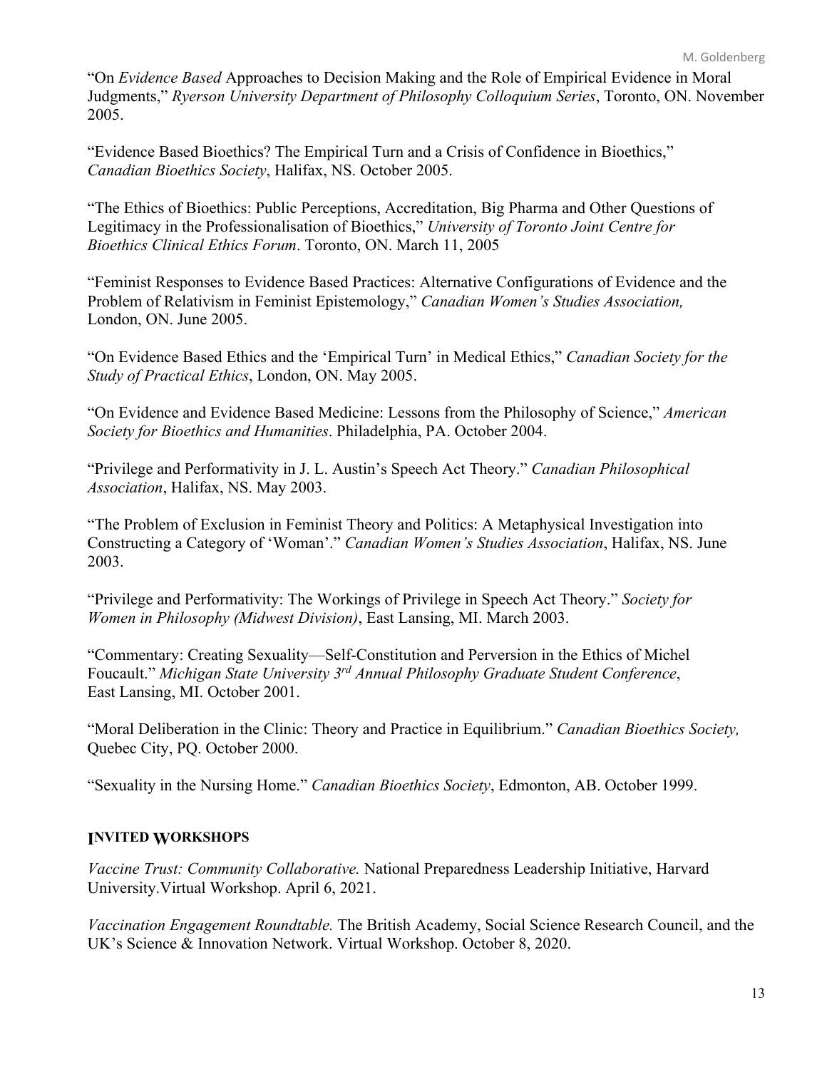"On *Evidence Based* Approaches to Decision Making and the Role of Empirical Evidence in Moral Judgments," *Ryerson University Department of Philosophy Colloquium Series*, Toronto, ON. November 2005.

"Evidence Based Bioethics? The Empirical Turn and a Crisis of Confidence in Bioethics," *Canadian Bioethics Society*, Halifax, NS. October 2005.

"The Ethics of Bioethics: Public Perceptions, Accreditation, Big Pharma and Other Questions of Legitimacy in the Professionalisation of Bioethics," *University of Toronto Joint Centre for Bioethics Clinical Ethics Forum*. Toronto, ON. March 11, 2005

"Feminist Responses to Evidence Based Practices: Alternative Configurations of Evidence and the Problem of Relativism in Feminist Epistemology," *Canadian Women's Studies Association,* London, ON. June 2005.

"On Evidence Based Ethics and the 'Empirical Turn' in Medical Ethics," *Canadian Society for the Study of Practical Ethics*, London, ON. May 2005.

"On Evidence and Evidence Based Medicine: Lessons from the Philosophy of Science," *American Society for Bioethics and Humanities*. Philadelphia, PA. October 2004.

"Privilege and Performativity in J. L. Austin's Speech Act Theory." *Canadian Philosophical Association*, Halifax, NS. May 2003.

"The Problem of Exclusion in Feminist Theory and Politics: A Metaphysical Investigation into Constructing a Category of 'Woman'." *Canadian Women's Studies Association*, Halifax, NS. June 2003.

"Privilege and Performativity: The Workings of Privilege in Speech Act Theory." *Society for Women in Philosophy (Midwest Division)*, East Lansing, MI. March 2003.

"Commentary: Creating Sexuality—Self-Constitution and Perversion in the Ethics of Michel Foucault." *Michigan State University 3rd Annual Philosophy Graduate Student Conference*, East Lansing, MI. October 2001.

"Moral Deliberation in the Clinic: Theory and Practice in Equilibrium." *Canadian Bioethics Society,* Quebec City, PQ. October 2000.

"Sexuality in the Nursing Home." *Canadian Bioethics Society*, Edmonton, AB. October 1999.

## INVITED WORKSHOPS

*Vaccine Trust: Community Collaborative.* National Preparedness Leadership Initiative, Harvard University.Virtual Workshop. April 6, 2021.

*Vaccination Engagement Roundtable.* The British Academy, Social Science Research Council, and the UK's Science & Innovation Network. Virtual Workshop. October 8, 2020.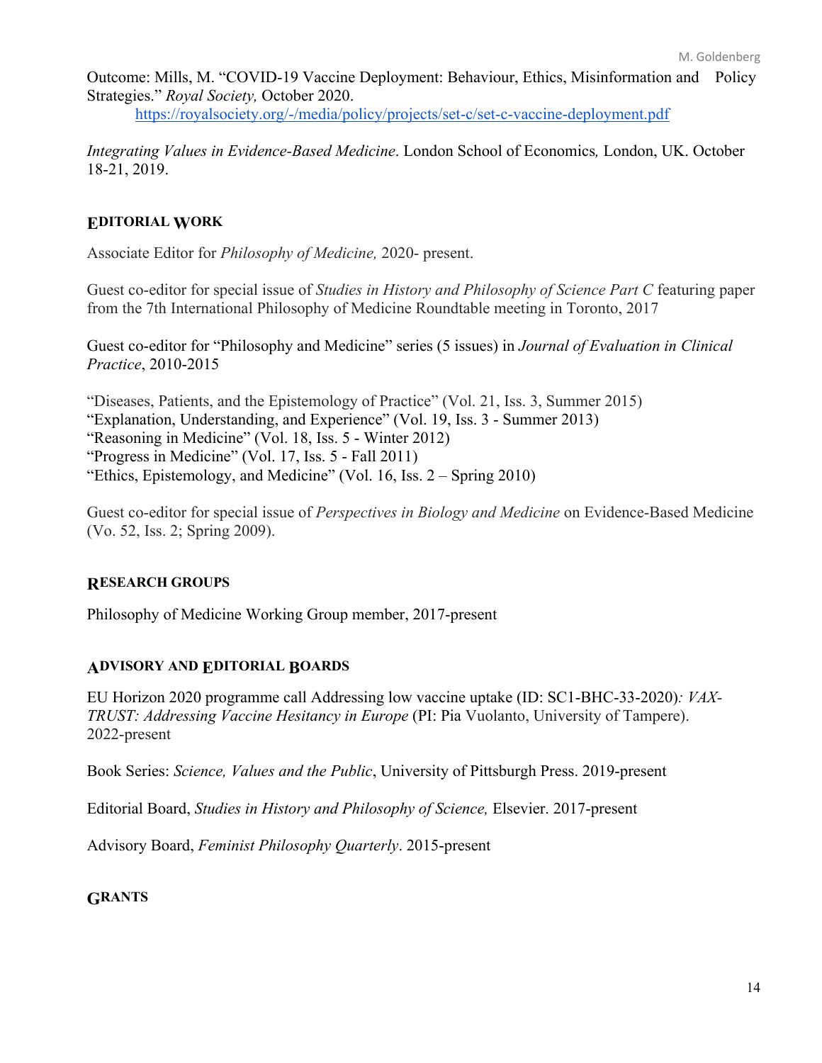Outcome: Mills, M. "COVID-19 Vaccine Deployment: Behaviour, Ethics, Misinformation and Policy Strategies." *Royal Society,* October 2020.
https://royalsociety.org/-/media/policy/projects/set-c/set-c-vaccine-deployment.pdf

*Integrating Values in Evidence-Based Medicine*. London School of Economics*,* London, UK. October 18-21, 2019.

## EDITORIAL WORK

Associate Editor for *Philosophy of Medicine,* 2020- present.

Guest co-editor for special issue of *Studies in History and Philosophy of Science Part C* featuring paper from the 7th International Philosophy of Medicine Roundtable meeting in Toronto, 2017

Guest co-editor for "Philosophy and Medicine" series (5 issues) in *Journal of Evaluation in Clinical Practice*, 2010-2015

"Diseases, Patients, and the Epistemology of Practice" (Vol. 21, Iss. 3, Summer 2015)
"Explanation, Understanding, and Experience" (Vol. 19, Iss. 3 - Summer 2013)
"Reasoning in Medicine" (Vol. 18, Iss. 5 - Winter 2012)
"Progress in Medicine" (Vol. 17, Iss. 5 - Fall 2011)
"Ethics, Epistemology, and Medicine" (Vol. 16, Iss. 2 – Spring 2010)

Guest co-editor for special issue of *Perspectives in Biology and Medicine* on Evidence-Based Medicine (Vo. 52, Iss. 2; Spring 2009).

## RESEARCH GROUPS

Philosophy of Medicine Working Group member, 2017-present

## ADVISORY AND EDITORIAL BOARDS

EU Horizon 2020 programme call Addressing low vaccine uptake (ID: SC1-BHC-33-2020)*: VAX-TRUST: Addressing Vaccine Hesitancy in Europe* (PI: Pia Vuolanto, University of Tampere). 2022-present

Book Series: *Science, Values and the Public*, University of Pittsburgh Press. 2019-present

Editorial Board, *Studies in History and Philosophy of Science,* Elsevier. 2017-present

Advisory Board, *Feminist Philosophy Quarterly*. 2015-present

## GRANTS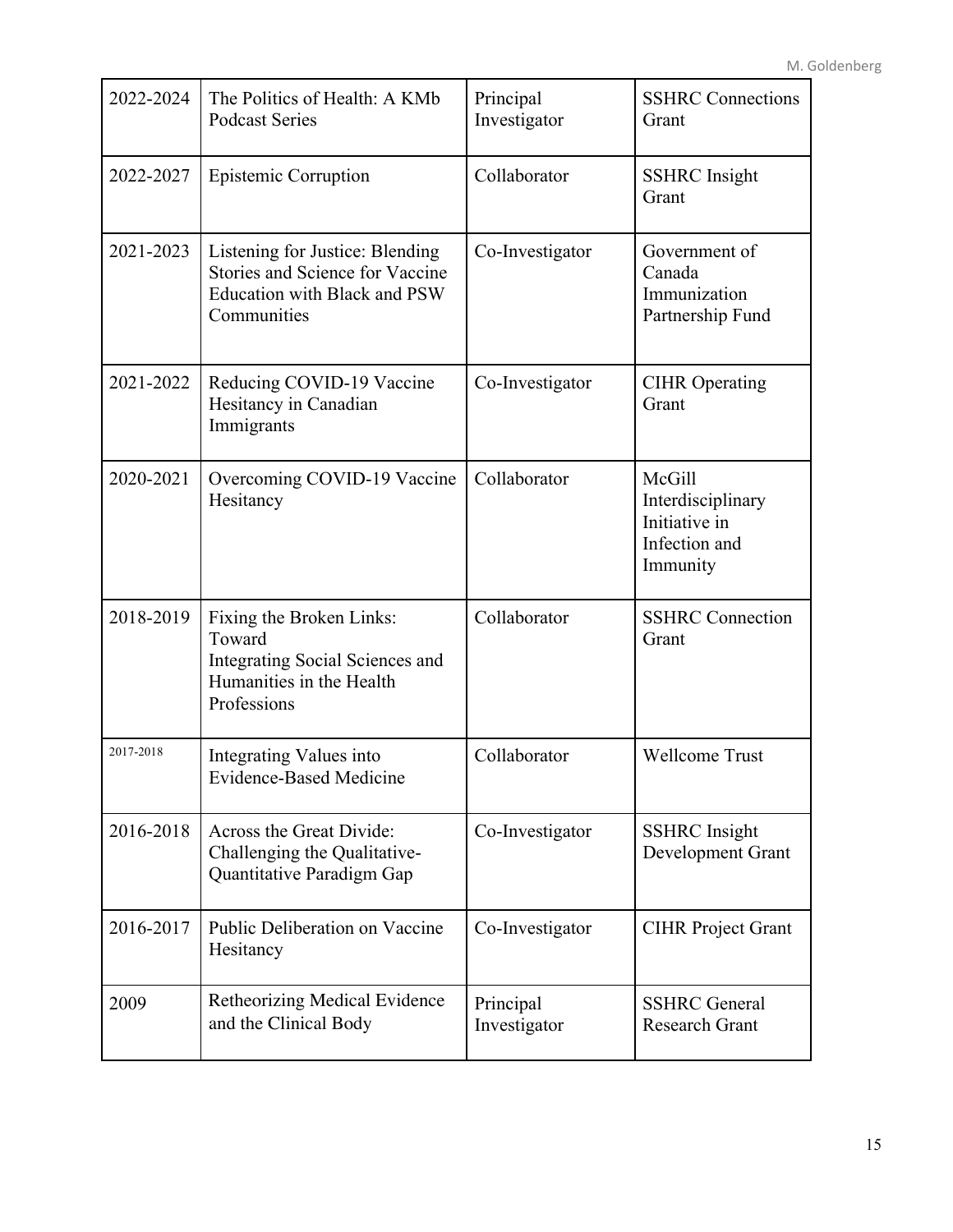| 2022-2024 | The Politics of Health: A KMb Podcast Series | Principal Investigator | SSHRC Connections Grant |
|---|---|---|---|
| 2022-2027 | Epistemic Corruption | Collaborator | SSHRC Insight Grant |
| 2021-2023 | Listening for Justice: Blending Stories and Science for Vaccine Education with Black and PSW Communities | Co-Investigator | Government of Canada Immunization Partnership Fund |
| 2021-2022 | Reducing COVID-19 Vaccine Hesitancy in Canadian Immigrants | Co-Investigator | CIHR Operating Grant |
| 2020-2021 | Overcoming COVID-19 Vaccine Hesitancy | Collaborator | McGill Interdisciplinary Initiative in Infection and Immunity |
| 2018-2019 | Fixing the Broken Links: Toward Integrating Social Sciences and Humanities in the Health Professions | Collaborator | SSHRC Connection Grant |
| 2017-2018 | Integrating Values into Evidence-Based Medicine | Collaborator | Wellcome Trust |
| 2016-2018 | Across the Great Divide: Challenging the Qualitative-Quantitative Paradigm Gap | Co-Investigator | SSHRC Insight Development Grant |
| 2016-2017 | Public Deliberation on Vaccine Hesitancy | Co-Investigator | CIHR Project Grant |
| 2009 | Retheorizing Medical Evidence and the Clinical Body | Principal Investigator | SSHRC General Research Grant |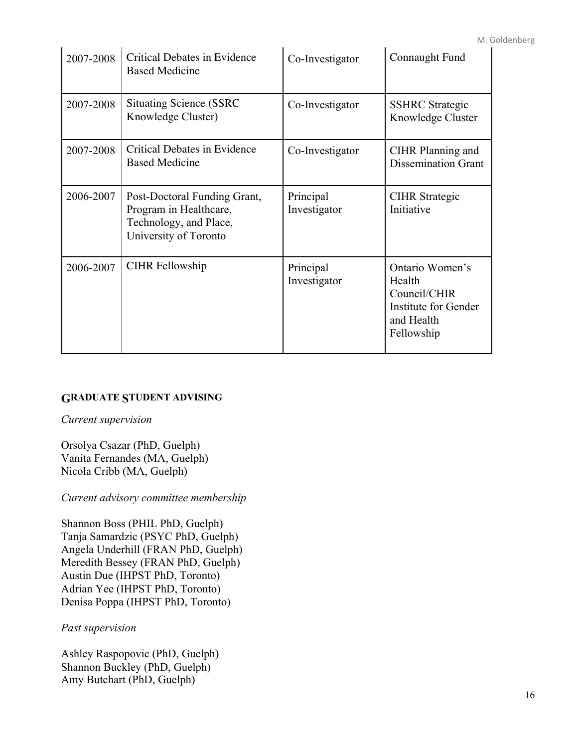| 2007-2008 | Critical Debates in Evidence Based Medicine | Co-Investigator | Connaught Fund |
|---|---|---|---|
| 2007-2008 | Situating Science (SSRC Knowledge Cluster) | Co-Investigator | SSHRC Strategic Knowledge Cluster |
| 2007-2008 | Critical Debates in Evidence Based Medicine | Co-Investigator | CIHR Planning and Dissemination Grant |
| 2006-2007 | Post-Doctoral Funding Grant, Program in Healthcare, Technology, and Place, University of Toronto | Principal Investigator | CIHR Strategic Initiative |
| 2006-2007 | CIHR Fellowship | Principal Investigator | Ontario Women's Health Council/CHIR Institute for Gender and Health Fellowship |

## GRADUATE STUDENT ADVISING

*Current supervision*

Orsolya Csazar (PhD, Guelph)
Vanita Fernandes (MA, Guelph)
Nicola Cribb (MA, Guelph)

*Current advisory committee membership*

Shannon Boss (PHIL PhD, Guelph)
Tanja Samardzic (PSYC PhD, Guelph)
Angela Underhill (FRAN PhD, Guelph)
Meredith Bessey (FRAN PhD, Guelph)
Austin Due (IHPST PhD, Toronto)
Adrian Yee (IHPST PhD, Toronto)
Denisa Poppa (IHPST PhD, Toronto)

*Past supervision*

Ashley Raspopovic (PhD, Guelph)
Shannon Buckley (PhD, Guelph)
Amy Butchart (PhD, Guelph)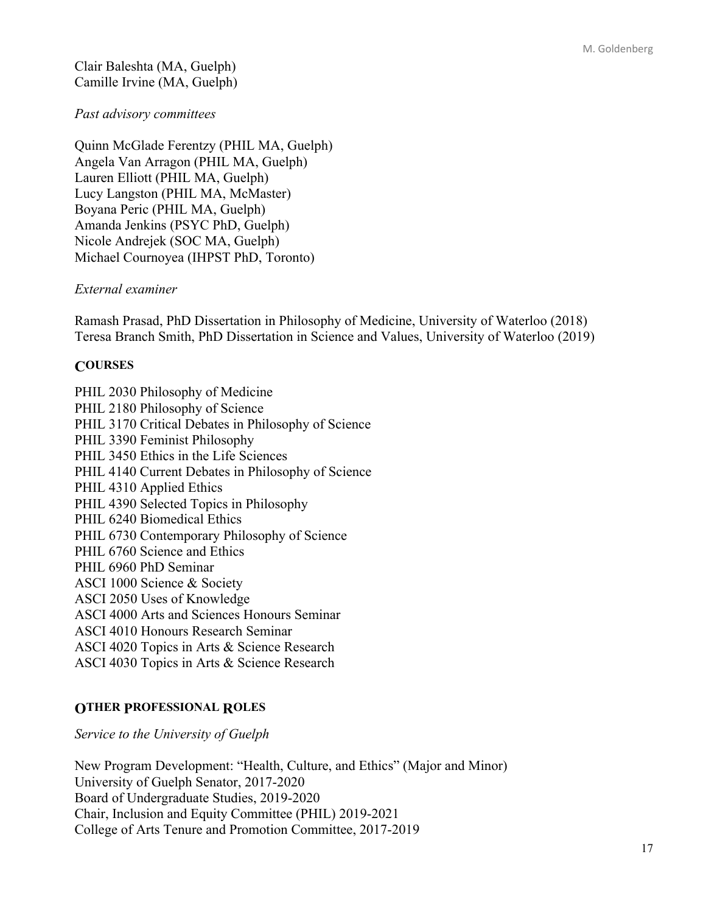Clair Baleshta (MA, Guelph)
Camille Irvine (MA, Guelph)

*Past advisory committees*

Quinn McGlade Ferentzy (PHIL MA, Guelph)
Angela Van Arragon (PHIL MA, Guelph)
Lauren Elliott (PHIL MA, Guelph)
Lucy Langston (PHIL MA, McMaster)
Boyana Peric (PHIL MA, Guelph)
Amanda Jenkins (PSYC PhD, Guelph)
Nicole Andrejek (SOC MA, Guelph)
Michael Cournoyea (IHPST PhD, Toronto)

*External examiner*

Ramash Prasad, PhD Dissertation in Philosophy of Medicine, University of Waterloo (2018)
Teresa Branch Smith, PhD Dissertation in Science and Values, University of Waterloo (2019)

## COURSES

PHIL 2030 Philosophy of Medicine
PHIL 2180 Philosophy of Science
PHIL 3170 Critical Debates in Philosophy of Science
PHIL 3390 Feminist Philosophy
PHIL 3450 Ethics in the Life Sciences
PHIL 4140 Current Debates in Philosophy of Science
PHIL 4310 Applied Ethics
PHIL 4390 Selected Topics in Philosophy
PHIL 6240 Biomedical Ethics
PHIL 6730 Contemporary Philosophy of Science
PHIL 6760 Science and Ethics
PHIL 6960 PhD Seminar
ASCI 1000 Science & Society
ASCI 2050 Uses of Knowledge
ASCI 4000 Arts and Sciences Honours Seminar
ASCI 4010 Honours Research Seminar
ASCI 4020 Topics in Arts & Science Research
ASCI 4030 Topics in Arts & Science Research

## OTHER PROFESSIONAL ROLES

*Service to the University of Guelph*

New Program Development: "Health, Culture, and Ethics" (Major and Minor)
University of Guelph Senator, 2017-2020
Board of Undergraduate Studies, 2019-2020
Chair, Inclusion and Equity Committee (PHIL) 2019-2021
College of Arts Tenure and Promotion Committee, 2017-2019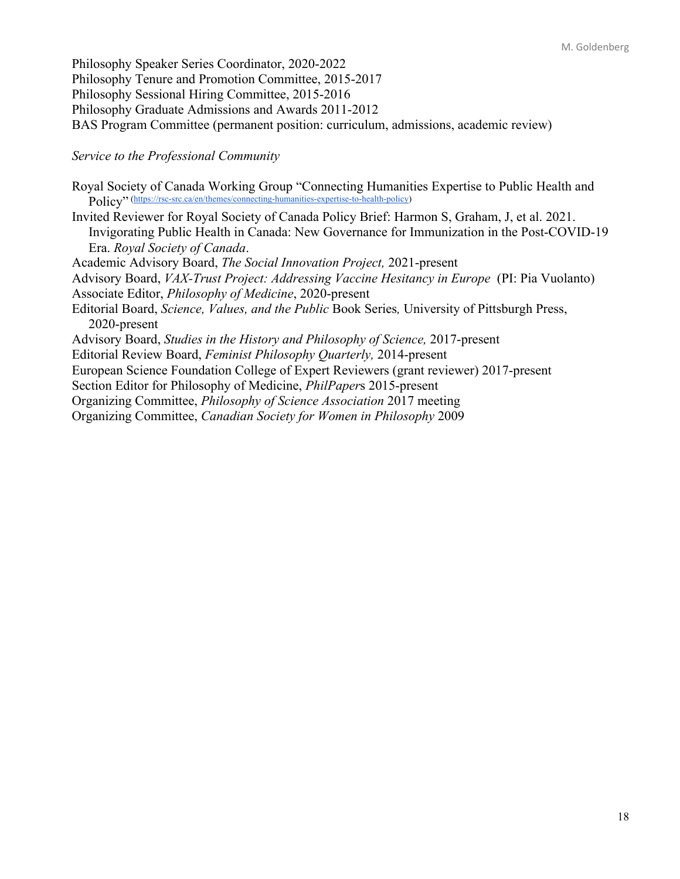Philosophy Speaker Series Coordinator, 2020-2022
Philosophy Tenure and Promotion Committee, 2015-2017
Philosophy Sessional Hiring Committee, 2015-2016
Philosophy Graduate Admissions and Awards 2011-2012
BAS Program Committee (permanent position: curriculum, admissions, academic review)

*Service to the Professional Community*

Royal Society of Canada Working Group "Connecting Humanities Expertise to Public Health and Policy" (https://rsc-src.ca/en/themes/connecting-humanities-expertise-to-health-policy)
Invited Reviewer for Royal Society of Canada Policy Brief: Harmon S, Graham, J, et al. 2021. Invigorating Public Health in Canada: New Governance for Immunization in the Post-COVID-19 Era. *Royal Society of Canada*.
Academic Advisory Board, *The Social Innovation Project,* 2021-present
Advisory Board, *VAX-Trust Project: Addressing Vaccine Hesitancy in Europe* (PI: Pia Vuolanto)
Associate Editor, *Philosophy of Medicine*, 2020-present
Editorial Board, *Science, Values, and the Public* Book Series*,* University of Pittsburgh Press, 2020-present
Advisory Board, *Studies in the History and Philosophy of Science,* 2017-present
Editorial Review Board, *Feminist Philosophy Quarterly,* 2014-present
European Science Foundation College of Expert Reviewers (grant reviewer) 2017-present
Section Editor for Philosophy of Medicine, *PhilPaper*s 2015-present
Organizing Committee, *Philosophy of Science Association* 2017 meeting
Organizing Committee, *Canadian Society for Women in Philosophy* 2009